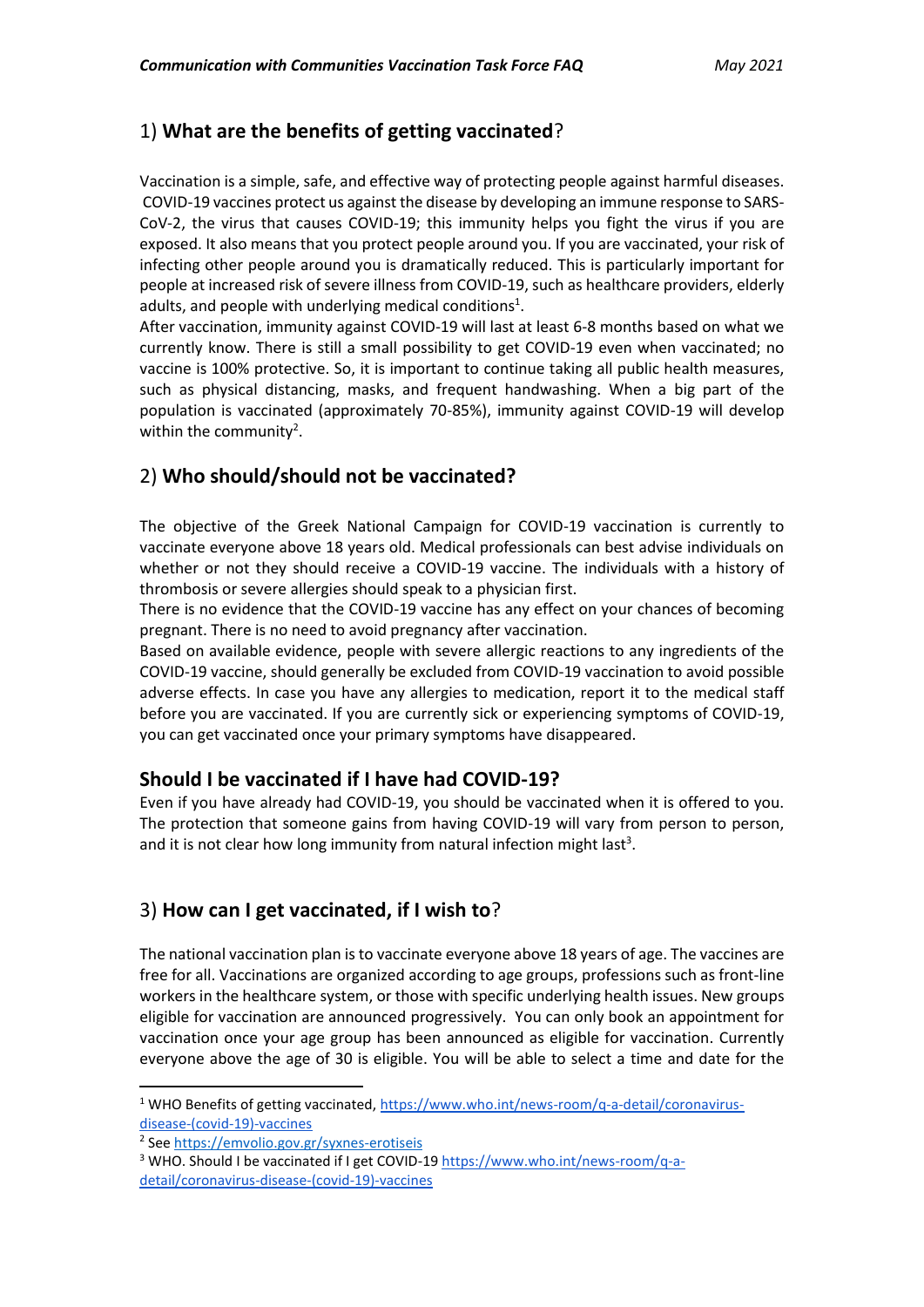## 1) **What are the benefits of getting vaccinated**?

Vaccination is a simple, safe, and effective way of protecting people against harmful diseases. COVID-19 vaccines protect us against the disease by developing an immune response to SARS-CoV-2, the virus that causes COVID-19; this immunity helps you fight the virus if you are exposed. It also means that you protect people around you. If you are vaccinated, your risk of infecting other people around you is dramatically reduced. This is particularly important for people at increased risk of severe illness from COVID-19, such as healthcare providers, elderly adults, and people with underlying medical conditions[1].

After vaccination, immunity against COVID-19 will last at least 6-8 months based on what we currently know. There is still a small possibility to get COVID-19 even when vaccinated; no vaccine is 100% protective. So, it is important to continue taking all public health measures, such as physical distancing, masks, and frequent handwashing. When a big part of the population is vaccinated (approximately 70-85%), immunity against COVID-19 will develop within the community[2].

## 2) **Who should/should not be vaccinated?**

The objective of the Greek National Campaign for COVID-19 vaccination is currently to vaccinate everyone above 18 years old. Medical professionals can best advise individuals on whether or not they should receive a COVID-19 vaccine. The individuals with a history of thrombosis or severe allergies should speak to a physician first.

There is no evidence that the COVID-19 vaccine has any effect on your chances of becoming pregnant. There is no need to avoid pregnancy after vaccination.

Based on available evidence, people with severe allergic reactions to any ingredients of the COVID-19 vaccine, should generally be excluded from COVID-19 vaccination to avoid possible adverse effects. In case you have any allergies to medication, report it to the medical staff before you are vaccinated. If you are currently sick or experiencing symptoms of COVID-19, you can get vaccinated once your primary symptoms have disappeared.

### Should I be vaccinated if I have had COVID-19?

Even if you have already had COVID-19, you should be vaccinated when it is offered to you. The protection that someone gains from having COVID-19 will vary from person to person, and it is not clear how long immunity from natural infection might last[3].

## 3) **How can I get vaccinated, if I wish to**?

The national vaccination plan is to vaccinate everyone above 18 years of age. The vaccines are free for all. Vaccinations are organized according to age groups, professions such as front-line workers in the healthcare system, or those with specific underlying health issues. New groups eligible for vaccination are announced progressively. You can only book an appointment for vaccination once your age group has been announced as eligible for vaccination. Currently everyone above the age of 30 is eligible. You will be able to select a time and date for the

---

[1] WHO Benefits of getting vaccinated, https://www.who.int/news-room/q-a-detail/coronavirus-disease-(covid-19)-vaccines

[2] See https://emvolio.gov.gr/syxnes-erotiseis

[3] WHO. Should I be vaccinated if I get COVID-19 https://www.who.int/news-room/q-a-detail/coronavirus-disease-(covid-19)-vaccines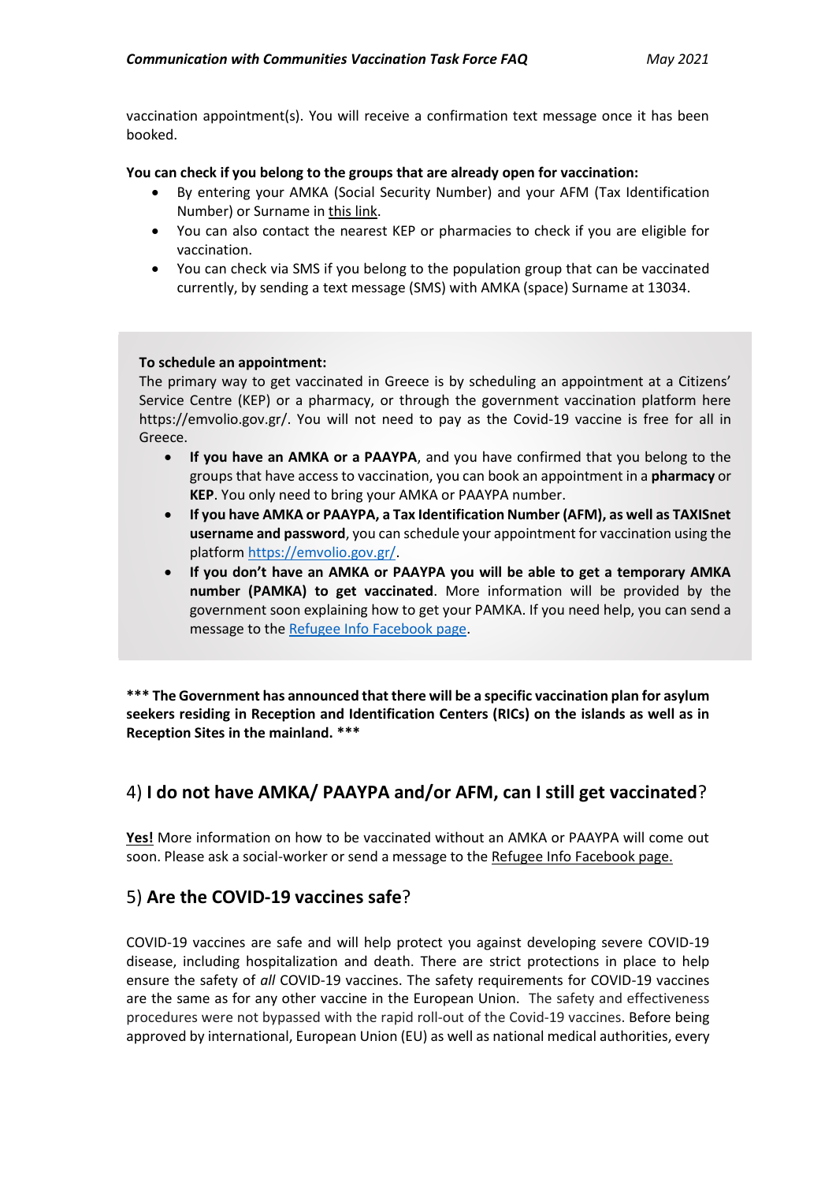vaccination appointment(s). You will receive a confirmation text message once it has been booked.

**You can check if you belong to the groups that are already open for vaccination:**

- By entering your AMKA (Social Security Number) and your AFM (Tax Identification Number) or Surname in this link.
- You can also contact the nearest KEP or pharmacies to check if you are eligible for vaccination.
- You can check via SMS if you belong to the population group that can be vaccinated currently, by sending a text message (SMS) with AMKA (space) Surname at 13034.

**To schedule an appointment:**

The primary way to get vaccinated in Greece is by scheduling an appointment at a Citizens' Service Centre (KEP) or a pharmacy, or through the government vaccination platform here https://emvolio.gov.gr/. You will not need to pay as the Covid-19 vaccine is free for all in Greece.

- **If you have an AMKA or a PAAYPA**, and you have confirmed that you belong to the groups that have access to vaccination, you can book an appointment in a **pharmacy** or **KEP**. You only need to bring your AMKA or PAAYPA number.
- **If you have AMKA or PAAYPA, a Tax Identification Number (AFM), as well as TAXISnet username and password**, you can schedule your appointment for vaccination using the platform https://emvolio.gov.gr/.
- **If you don't have an AMKA or PAAYPA you will be able to get a temporary AMKA number (PAMKA) to get vaccinated**. More information will be provided by the government soon explaining how to get your PAMKA. If you need help, you can send a message to the Refugee Info Facebook page.

**\*\*\* The Government has announced that there will be a specific vaccination plan for asylum seekers residing in Reception and Identification Centers (RICs) on the islands as well as in Reception Sites in the mainland. \*\*\***

## 4) **I do not have AMKA/ PAAYPA and/or AFM, can I still get vaccinated**?

**Yes!** More information on how to be vaccinated without an AMKA or PAAYPA will come out soon. Please ask a social-worker or send a message to the Refugee Info Facebook page.

## 5) **Are the COVID-19 vaccines safe**?

COVID-19 vaccines are safe and will help protect you against developing severe COVID-19 disease, including hospitalization and death. There are strict protections in place to help ensure the safety of *all* COVID-19 vaccines. The safety requirements for COVID-19 vaccines are the same as for any other vaccine in the European Union. The safety and effectiveness procedures were not bypassed with the rapid roll-out of the Covid-19 vaccines. Before being approved by international, European Union (EU) as well as national medical authorities, every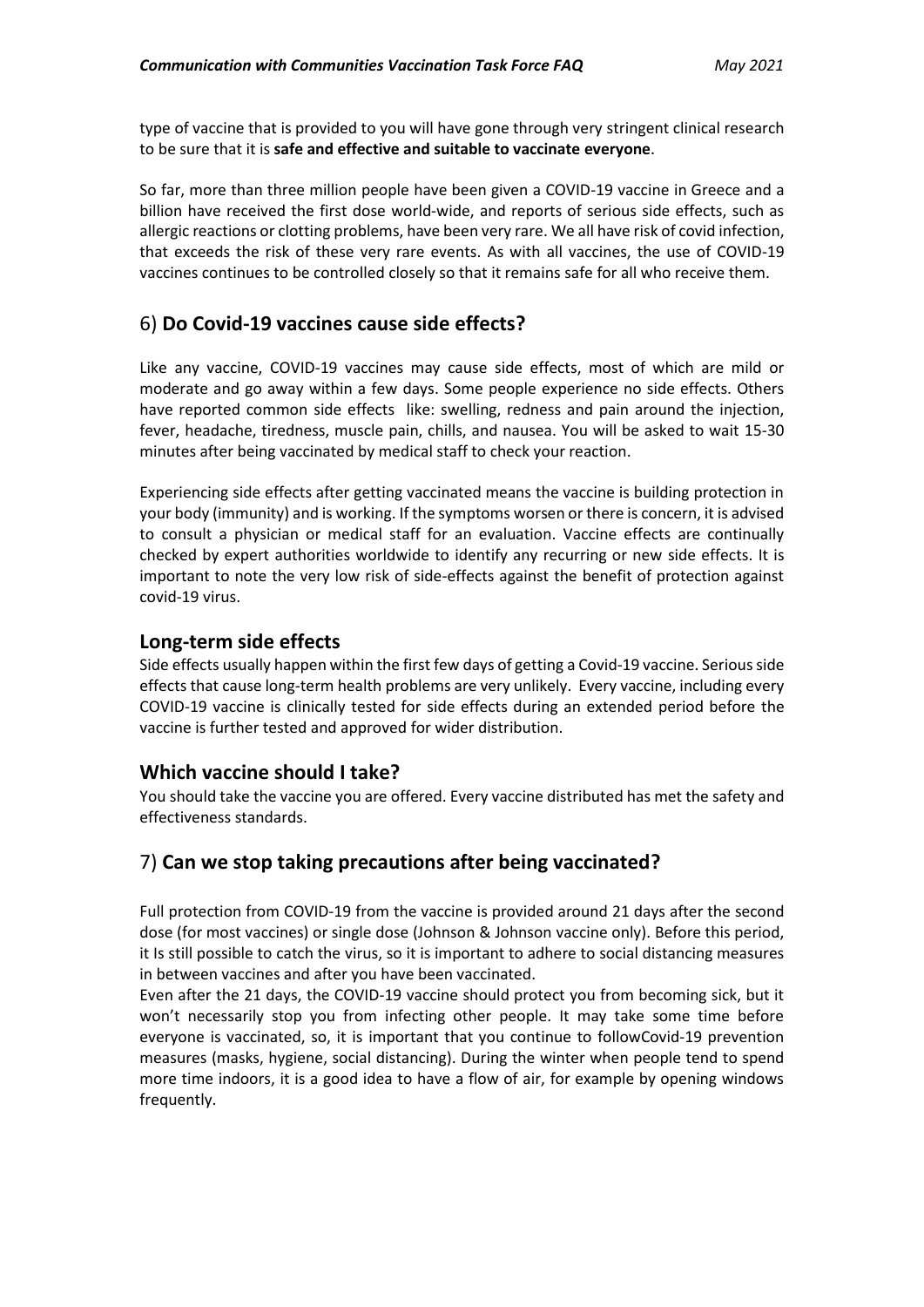type of vaccine that is provided to you will have gone through very stringent clinical research to be sure that it is **safe and effective and suitable to vaccinate everyone**.

So far, more than three million people have been given a COVID-19 vaccine in Greece and a billion have received the first dose world-wide, and reports of serious side effects, such as allergic reactions or clotting problems, have been very rare. We all have risk of covid infection, that exceeds the risk of these very rare events. As with all vaccines, the use of COVID-19 vaccines continues to be controlled closely so that it remains safe for all who receive them.

## 6) **Do Covid-19 vaccines cause side effects?**

Like any vaccine, COVID-19 vaccines may cause side effects, most of which are mild or moderate and go away within a few days. Some people experience no side effects. Others have reported common side effects like: swelling, redness and pain around the injection, fever, headache, tiredness, muscle pain, chills, and nausea. You will be asked to wait 15-30 minutes after being vaccinated by medical staff to check your reaction.

Experiencing side effects after getting vaccinated means the vaccine is building protection in your body (immunity) and is working. If the symptoms worsen or there is concern, it is advised to consult a physician or medical staff for an evaluation. Vaccine effects are continually checked by expert authorities worldwide to identify any recurring or new side effects. It is important to note the very low risk of side-effects against the benefit of protection against covid-19 virus.

### Long-term side effects

Side effects usually happen within the first few days of getting a Covid-19 vaccine. Serious side effects that cause long-term health problems are very unlikely. Every vaccine, including every COVID-19 vaccine is clinically tested for side effects during an extended period before the vaccine is further tested and approved for wider distribution.

### Which vaccine should I take?

You should take the vaccine you are offered. Every vaccine distributed has met the safety and effectiveness standards.

## 7) **Can we stop taking precautions after being vaccinated?**

Full protection from COVID-19 from the vaccine is provided around 21 days after the second dose (for most vaccines) or single dose (Johnson & Johnson vaccine only). Before this period, it Is still possible to catch the virus, so it is important to adhere to social distancing measures in between vaccines and after you have been vaccinated.

Even after the 21 days, the COVID-19 vaccine should protect you from becoming sick, but it won't necessarily stop you from infecting other people. It may take some time before everyone is vaccinated, so, it is important that you continue to followCovid-19 prevention measures (masks, hygiene, social distancing). During the winter when people tend to spend more time indoors, it is a good idea to have a flow of air, for example by opening windows frequently.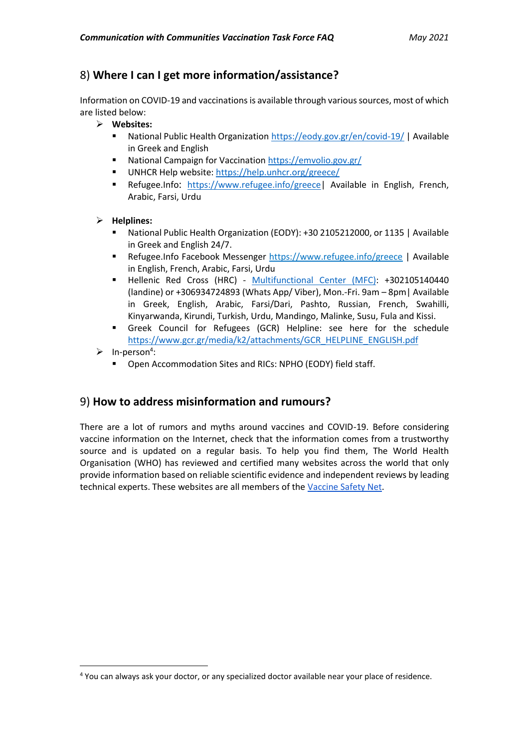## 8) Where I can I get more information/assistance?

Information on COVID-19 and vaccinations is available through various sources, most of which are listed below:

- **Websites:**
  - National Public Health Organization https://eody.gov.gr/en/covid-19/ | Available in Greek and English
  - National Campaign for Vaccination https://emvolio.gov.gr/
  - UNHCR Help website: https://help.unhcr.org/greece/
  - Refugee.Info: https://www.refugee.info/greece| Available in English, French, Arabic, Farsi, Urdu

- **Helplines:**
  - National Public Health Organization (EODY): +30 2105212000, or 1135 | Available in Greek and English 24/7.
  - Refugee.Info Facebook Messenger https://www.refugee.info/greece | Available in English, French, Arabic, Farsi, Urdu
  - Hellenic Red Cross (HRC) - Multifunctional Center (MFC): +302105140440 (landine) or +306934724893 (Whats App/ Viber), Mon.-Fri. 9am – 8pm| Available in Greek, English, Arabic, Farsi/Dari, Pashto, Russian, French, Swahilli, Kinyarwanda, Kirundi, Turkish, Urdu, Mandingo, Malinke, Susu, Fula and Kissi.
  - Greek Council for Refugees (GCR) Helpline: see here for the schedule https://www.gcr.gr/media/k2/attachments/GCR_HELPLINE_ENGLISH.pdf
- In-person[4]:
  - Open Accommodation Sites and RICs: NPHO (EODY) field staff.

## 9) How to address misinformation and rumours?

There are a lot of rumors and myths around vaccines and COVID-19. Before considering vaccine information on the Internet, check that the information comes from a trustworthy source and is updated on a regular basis. To help you find them, The World Health Organisation (WHO) has reviewed and certified many websites across the world that only provide information based on reliable scientific evidence and independent reviews by leading technical experts. These websites are all members of the Vaccine Safety Net.

[4] You can always ask your doctor, or any specialized doctor available near your place of residence.